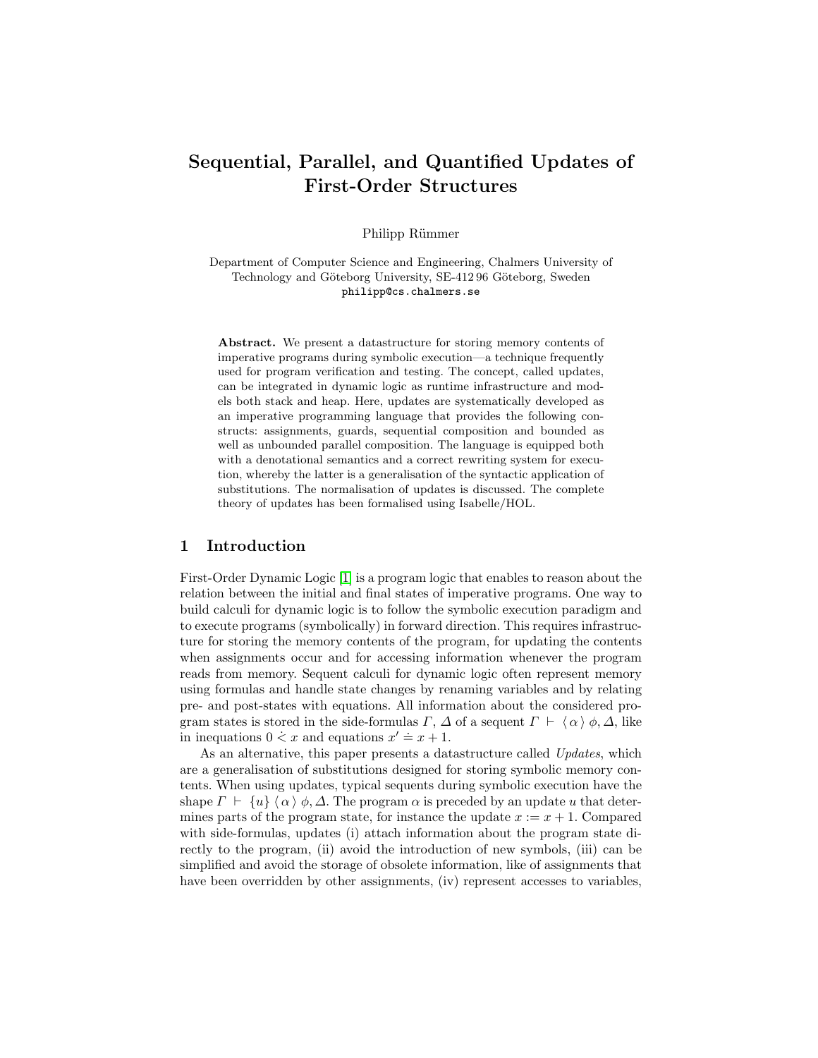# Sequential, Parallel, and Quantified Updates of First-Order Structures

Philipp Rümmer

Department of Computer Science and Engineering, Chalmers University of Technology and Göteborg University, SE-412 96 Göteborg, Sweden
philipp@cs.chalmers.se

**Abstract.** We present a datastructure for storing memory contents of imperative programs during symbolic execution—a technique frequently used for program verification and testing. The concept, called updates, can be integrated in dynamic logic as runtime infrastructure and models both stack and heap. Here, updates are systematically developed as an imperative programming language that provides the following constructs: assignments, guards, sequential composition and bounded as well as unbounded parallel composition. The language is equipped both with a denotational semantics and a correct rewriting system for execution, whereby the latter is a generalisation of the syntactic application of substitutions. The normalisation of updates is discussed. The complete theory of updates has been formalised using Isabelle/HOL.

## 1 Introduction

First-Order Dynamic Logic [1] is a program logic that enables to reason about the relation between the initial and final states of imperative programs. One way to build calculi for dynamic logic is to follow the symbolic execution paradigm and to execute programs (symbolically) in forward direction. This requires infrastructure for storing the memory contents of the program, for updating the contents when assignments occur and for accessing information whenever the program reads from memory. Sequent calculi for dynamic logic often represent memory using formulas and handle state changes by renaming variables and by relating pre- and post-states with equations. All information about the considered program states is stored in the side-formulas $\Gamma$, $\Delta$ of a sequent $\Gamma \vdash \langle \alpha \rangle \phi, \Delta$, like in inequations $0 \dot{<} x$ and equations $x' \doteq x + 1$.

As an alternative, this paper presents a datastructure called *Updates*, which are a generalisation of substitutions designed for storing symbolic memory contents. When using updates, typical sequents during symbolic execution have the shape $\Gamma \vdash \{u\} \langle \alpha \rangle \phi, \Delta$. The program $\alpha$ is preceded by an update $u$ that determines parts of the program state, for instance the update $x := x + 1$. Compared with side-formulas, updates (i) attach information about the program state directly to the program, (ii) avoid the introduction of new symbols, (iii) can be simplified and avoid the storage of obsolete information, like of assignments that have been overridden by other assignments, (iv) represent accesses to variables,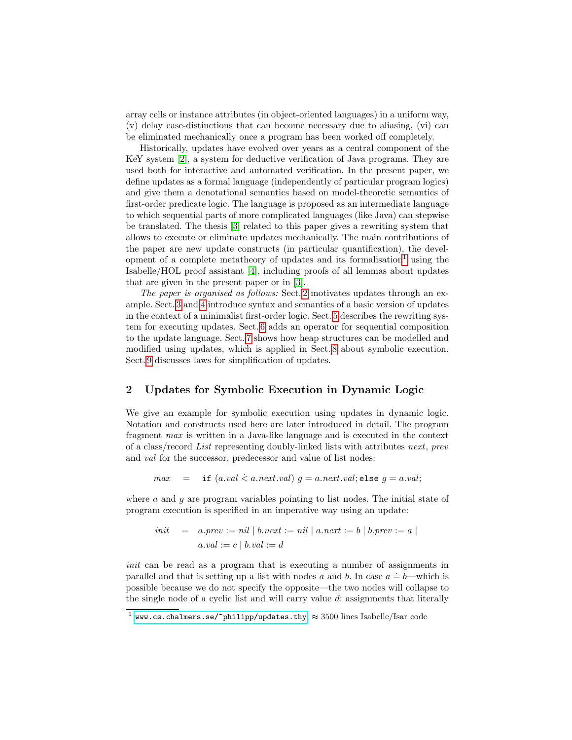array cells or instance attributes (in object-oriented languages) in a uniform way, (v) delay case-distinctions that can become necessary due to aliasing, (vi) can be eliminated mechanically once a program has been worked off completely.

Historically, updates have evolved over years as a central component of the KeY system [2], a system for deductive verification of Java programs. They are used both for interactive and automated verification. In the present paper, we define updates as a formal language (independently of particular program logics) and give them a denotational semantics based on model-theoretic semantics of first-order predicate logic. The language is proposed as an intermediate language to which sequential parts of more complicated languages (like Java) can stepwise be translated. The thesis [3] related to this paper gives a rewriting system that allows to execute or eliminate updates mechanically. The main contributions of the paper are new update constructs (in particular quantification), the development of a complete metatheory of updates and its formalisation[1] using the Isabelle/HOL proof assistant [4], including proofs of all lemmas about updates that are given in the present paper or in [3].

*The paper is organised as follows:* Sect. 2 motivates updates through an example. Sect. 3 and 4 introduce syntax and semantics of a basic version of updates in the context of a minimalist first-order logic. Sect. 5 describes the rewriting system for executing updates. Sect. 6 adds an operator for sequential composition to the update language. Sect. 7 shows how heap structures can be modelled and modified using updates, which is applied in Sect. 8 about symbolic execution. Sect. 9 discusses laws for simplification of updates.

## 2 Updates for Symbolic Execution in Dynamic Logic

We give an example for symbolic execution using updates in dynamic logic. Notation and constructs used here are later introduced in detail. The program fragment *max* is written in a Java-like language and is executed in the context of a class/record *List* representing doubly-linked lists with attributes *next*, *prev* and *val* for the successor, predecessor and value of list nodes:

$$\mathit{max} \quad = \quad \texttt{if}\ (a.\mathit{val} \mathrel{\dot{<}} a.\mathit{next}.\mathit{val})\ g = a.\mathit{next}.\mathit{val}; \texttt{else}\ g = a.\mathit{val};$$

where $a$ and $g$ are program variables pointing to list nodes. The initial state of program execution is specified in an imperative way using an update:

$$\begin{aligned} \mathit{init} \quad = \quad & a.\mathit{prev} := \mathit{nil} \mid b.\mathit{next} := \mathit{nil} \mid a.\mathit{next} := b \mid b.\mathit{prev} := a \mid \\ & a.\mathit{val} := c \mid b.\mathit{val} := d \end{aligned}$$

*init* can be read as a program that is executing a number of assignments in parallel and that is setting up a list with nodes $a$ and $b$. In case $a \doteq b$—which is possible because we do not specify the opposite—the two nodes will collapse to the single node of a cyclic list and will carry value $d$: assignments that literally

[1] www.cs.chalmers.se/~philipp/updates.thy $\approx$ 3500 lines Isabelle/Isar code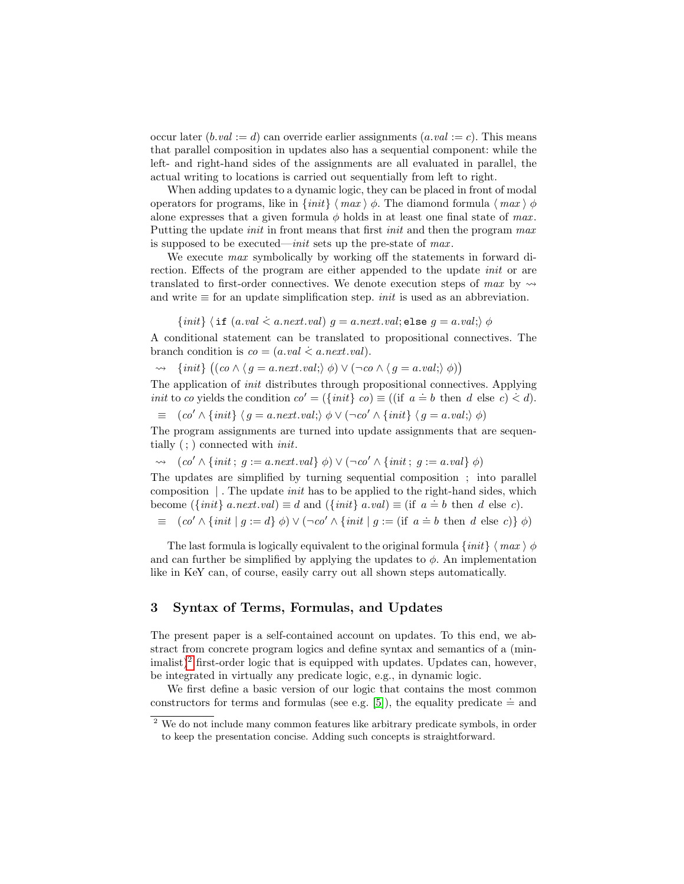occur later ($b.val := d$) can override earlier assignments ($a.val := c$). This means that parallel composition in updates also has a sequential component: while the left- and right-hand sides of the assignments are all evaluated in parallel, the actual writing to locations is carried out sequentially from left to right.

When adding updates to a dynamic logic, they can be placed in front of modal operators for programs, like in $\{init\}\, \langle\, max\, \rangle\, \phi$. The diamond formula $\langle\, max\, \rangle\, \phi$ alone expresses that a given formula $\phi$ holds in at least one final state of $max$. Putting the update $init$ in front means that first $init$ and then the program $max$ is supposed to be executed—$init$ sets up the pre-state of $max$.

We execute $max$ symbolically by working off the statements in forward direction. Effects of the program are either appended to the update $init$ or are translated to first-order connectives. We denote execution steps of $max$ by $\rightsquigarrow$ and write $\equiv$ for an update simplification step. $init$ is used as an abbreviation.

$$\{init\}\, \langle\, \texttt{if}\ (a.val \mathrel{\dot{<}} a.next.val)\ g = a.next.val;\, \texttt{else}\ g = a.val;\rangle\, \phi$$

A conditional statement can be translated to propositional connectives. The branch condition is $co = (a.val \mathrel{\dot{<}} a.next.val)$.

$$\rightsquigarrow \quad \{init\}\, \big((co \wedge \langle\, g = a.next.val;\rangle\, \phi) \vee (\neg co \wedge \langle\, g = a.val;\rangle\, \phi)\big)$$

The application of $init$ distributes through propositional connectives. Applying $init$ to $co$ yields the condition $co' = (\{init\}\ co) \equiv ((\text{if}\ \ a \doteq b\ \text{ then }\ d\ \text{ else }\ c) \mathrel{\dot{<}} d)$.

$$\equiv \quad (co' \wedge \{init\}\, \langle\, g = a.next.val;\rangle\, \phi \vee (\neg co' \wedge \{init\}\, \langle\, g = a.val;\rangle\, \phi)$$

The program assignments are turned into update assignments that are sequentially ( ; ) connected with $init$.

$$\rightsquigarrow \quad (co' \wedge \{init\, ;\ g := a.next.val\}\ \phi) \vee (\neg co' \wedge \{init\, ;\ g := a.val\}\ \phi)$$

The updates are simplified by turning sequential composition ; into parallel composition | . The update $init$ has to be applied to the right-hand sides, which become $(\{init\}\ a.next.val) \equiv d$ and $(\{init\}\ a.val) \equiv (\text{if}\ \ a \doteq b\ \text{ then }\ d\ \text{ else }\ c)$.

$$\equiv \quad (co' \wedge \{init \mid g := d\}\ \phi) \vee (\neg co' \wedge \{init \mid g := (\text{if}\ \ a \doteq b\ \text{ then }\ d\ \text{ else }\ c)\}\ \phi)$$

The last formula is logically equivalent to the original formula $\{init\}\, \langle\, max\, \rangle\, \phi$ and can further be simplified by applying the updates to $\phi$. An implementation like in KeY can, of course, easily carry out all shown steps automatically.

## 3 Syntax of Terms, Formulas, and Updates

The present paper is a self-contained account on updates. To this end, we abstract from concrete program logics and define syntax and semantics of a (minimalist)[2] first-order logic that is equipped with updates. Updates can, however, be integrated in virtually any predicate logic, e.g., in dynamic logic.

We first define a basic version of our logic that contains the most common constructors for terms and formulas (see e.g. [5]), the equality predicate $\doteq$ and

[2] We do not include many common features like arbitrary predicate symbols, in order to keep the presentation concise. Adding such concepts is straightforward.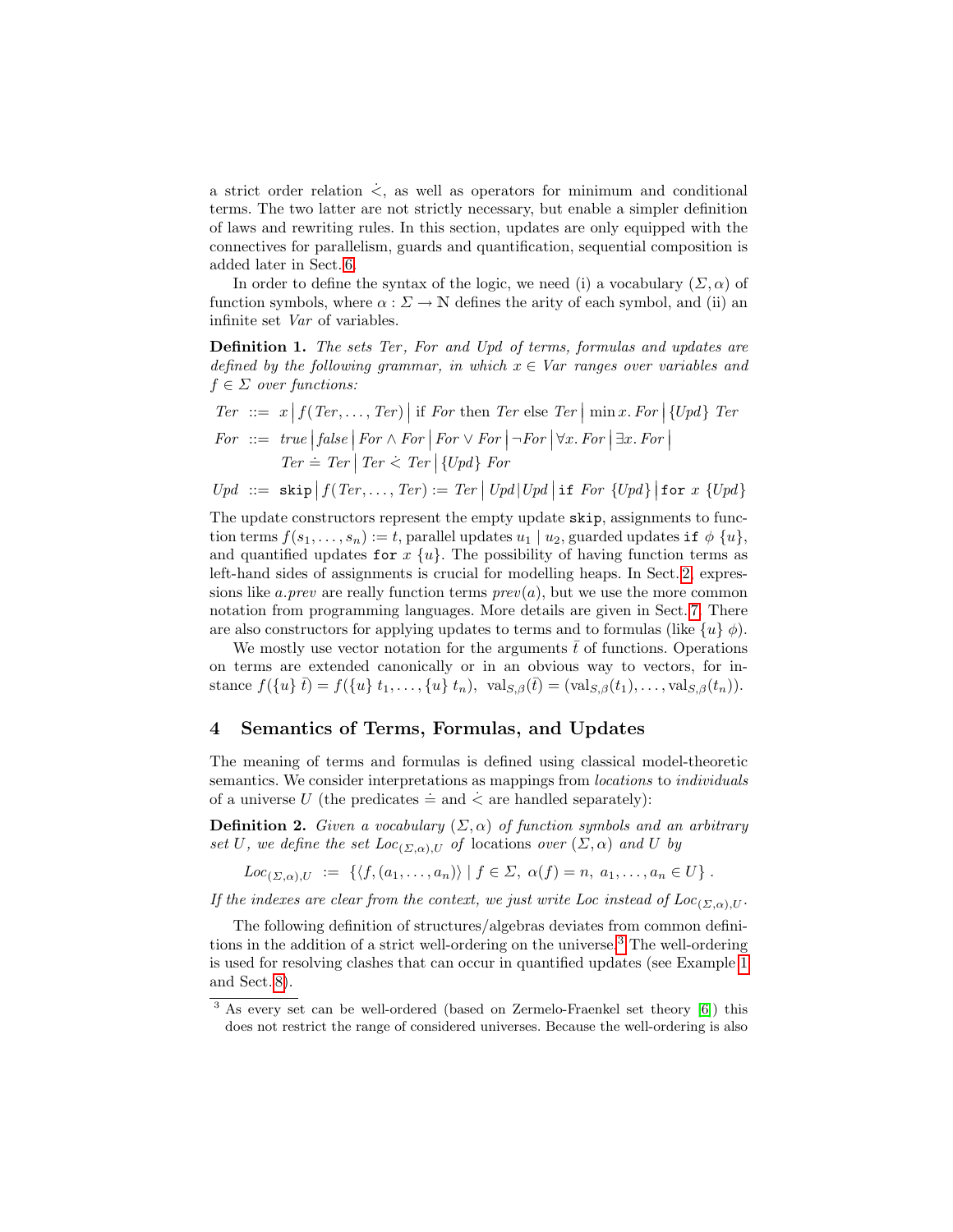a strict order relation $\dot{<}$, as well as operators for minimum and conditional terms. The two latter are not strictly necessary, but enable a simpler definition of laws and rewriting rules. In this section, updates are only equipped with the connectives for parallelism, guards and quantification, sequential composition is added later in Sect. 6.

In order to define the syntax of the logic, we need (i) a vocabulary $(\Sigma, \alpha)$ of function symbols, where $\alpha : \Sigma \to \mathbb{N}$ defines the arity of each symbol, and (ii) an infinite set *Var* of variables.

**Definition 1.** *The sets Ter, For and Upd of terms, formulas and updates are defined by the following grammar, in which $x \in Var$ ranges over variables and $f \in \Sigma$ over functions:*

$$
\begin{aligned}
\mathit{Ter} \;&::=\; x \mid f(\mathit{Ter},\ldots,\mathit{Ter}) \mid \text{if } \mathit{For} \text{ then } \mathit{Ter} \text{ else } \mathit{Ter} \mid \min x.\, \mathit{For} \mid \{\mathit{Upd}\}\ \mathit{Ter} \\
\mathit{For} \;&::=\; \mathit{true} \mid \mathit{false} \mid \mathit{For} \wedge \mathit{For} \mid \mathit{For} \vee \mathit{For} \mid \neg \mathit{For} \mid \forall x.\, \mathit{For} \mid \exists x.\, \mathit{For} \mid \\
&\qquad \mathit{Ter} \doteq \mathit{Ter} \mid \mathit{Ter} \mathrel{\dot{<}} \mathit{Ter} \mid \{\mathit{Upd}\}\ \mathit{For} \\
\mathit{Upd} \;&::=\; \texttt{skip} \mid f(\mathit{Ter},\ldots,\mathit{Ter}) := \mathit{Ter} \mid \mathit{Upd} \,|\, \mathit{Upd} \mid \texttt{if } \mathit{For}\ \{\mathit{Upd}\} \mid \texttt{for } x\ \{\mathit{Upd}\}
\end{aligned}
$$

The update constructors represent the empty update `skip`, assignments to function terms $f(s_1, \ldots, s_n) := t$, parallel updates $u_1 \mid u_2$, guarded updates $\texttt{if } \phi\ \{u\}$, and quantified updates $\texttt{for } x\ \{u\}$. The possibility of having function terms as left-hand sides of assignments is crucial for modelling heaps. In Sect. 2, expressions like *a.prev* are really function terms *prev*(*a*), but we use the more common notation from programming languages. More details are given in Sect. 7. There are also constructors for applying updates to terms and to formulas (like $\{u\}\ \phi$).

We mostly use vector notation for the arguments $\bar{t}$ of functions. Operations on terms are extended canonically or in an obvious way to vectors, for instance $f(\{u\}\ \bar{t}) = f(\{u\}\ t_1, \ldots, \{u\}\ t_n)$, $\mathrm{val}_{S,\beta}(\bar{t}) = (\mathrm{val}_{S,\beta}(t_1), \ldots, \mathrm{val}_{S,\beta}(t_n))$.

## 4 Semantics of Terms, Formulas, and Updates

The meaning of terms and formulas is defined using classical model-theoretic semantics. We consider interpretations as mappings from *locations* to *individuals* of a universe $U$ (the predicates $\doteq$ and $\dot{<}$ are handled separately):

**Definition 2.** *Given a vocabulary $(\Sigma, \alpha)$ of function symbols and an arbitrary set $U$, we define the set $Loc_{(\Sigma,\alpha),U}$ of* locations *over $(\Sigma, \alpha)$ and $U$ by*

$$
Loc_{(\Sigma,\alpha),U} \;:=\; \{\langle f, (a_1, \ldots, a_n)\rangle \mid f \in \Sigma,\ \alpha(f) = n,\ a_1, \ldots, a_n \in U\}\ .
$$

*If the indexes are clear from the context, we just write Loc instead of $Loc_{(\Sigma,\alpha),U}$.*

The following definition of structures/algebras deviates from common definitions in the addition of a strict well-ordering on the universe.[3] The well-ordering is used for resolving clashes that can occur in quantified updates (see Example 1 and Sect. 8).

[3] As every set can be well-ordered (based on Zermelo-Fraenkel set theory [6]) this does not restrict the range of considered universes. Because the well-ordering is also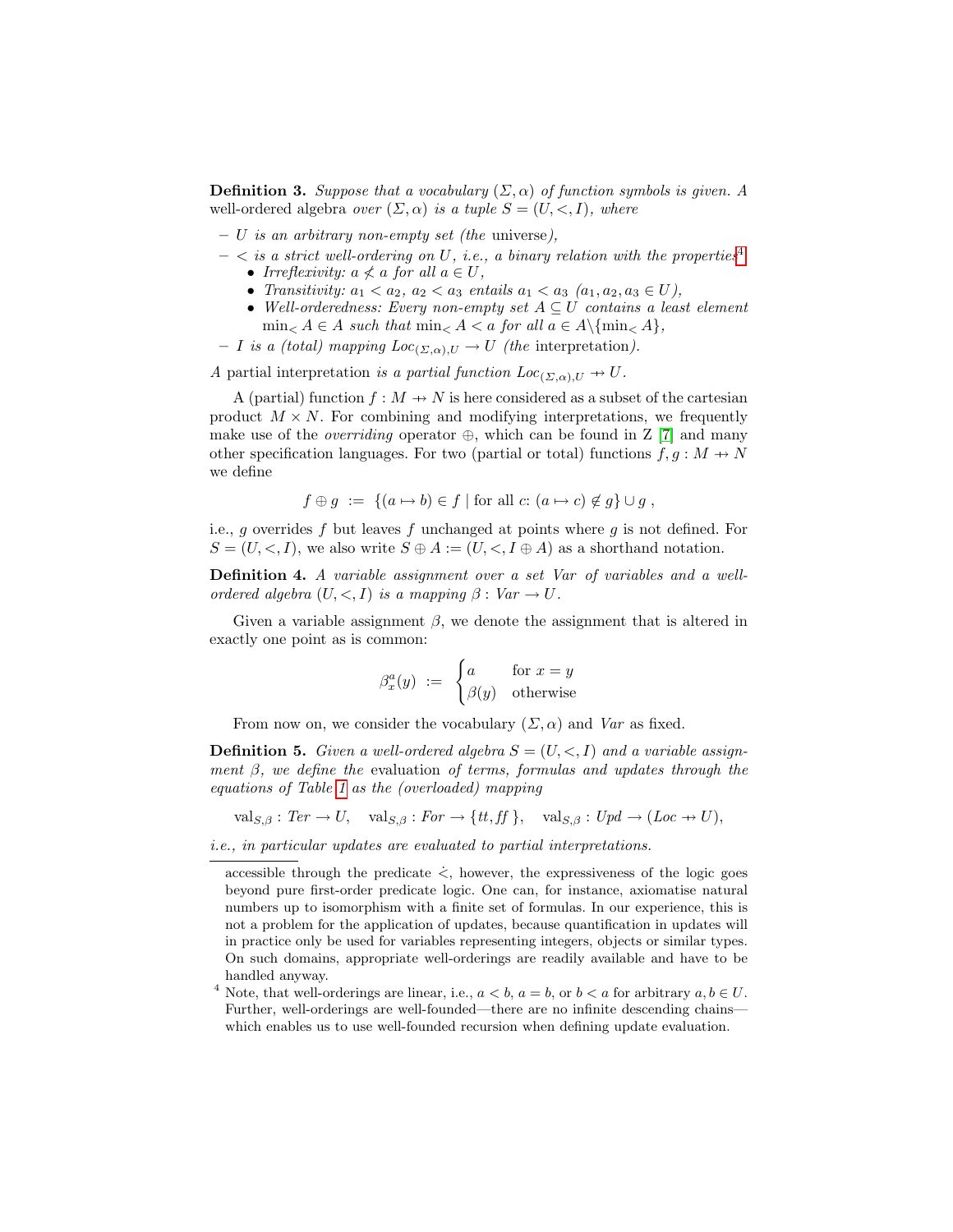**Definition 3.** *Suppose that a vocabulary $(\Sigma, \alpha)$ of function symbols is given. A* well-ordered algebra *over $(\Sigma, \alpha)$ is a tuple $S = (U, <, I)$, where*

- *$U$ is an arbitrary non-empty set (the* universe*),*
- *$<$ is a strict well-ordering on $U$, i.e., a binary relation with the properties*[4]
  - *Irreflexivity: $a \not< a$ for all $a \in U$,*
  - *Transitivity: $a_1 < a_2$, $a_2 < a_3$ entails $a_1 < a_3$ $(a_1, a_2, a_3 \in U)$,*
  - *Well-orderedness: Every non-empty set $A \subseteq U$ contains a least element $\min_< A \in A$ such that $\min_< A < a$ for all $a \in A \backslash \{\min_< A\}$,*
- *$I$ is a (total) mapping $Loc_{(\Sigma,\alpha),U} \to U$ (the* interpretation*).*

*A* partial interpretation *is a partial function $Loc_{(\Sigma,\alpha),U} \nrightarrow U$.*

A (partial) function $f : M \nrightarrow N$ is here considered as a subset of the cartesian product $M \times N$. For combining and modifying interpretations, we frequently make use of the *overriding* operator $\oplus$, which can be found in Z [7] and many other specification languages. For two (partial or total) functions $f, g : M \nrightarrow N$ we define

$$f \oplus g \ := \ \{(a \mapsto b) \in f \mid \text{for all } c\text{: } (a \mapsto c) \notin g\} \cup g \ ,$$

i.e., $g$ overrides $f$ but leaves $f$ unchanged at points where $g$ is not defined. For $S = (U, <, I)$, we also write $S \oplus A := (U, <, I \oplus A)$ as a shorthand notation.

**Definition 4.** *A variable assignment over a set $Var$ of variables and a well-ordered algebra $(U, <, I)$ is a mapping $\beta : Var \to U$.*

Given a variable assignment $\beta$, we denote the assignment that is altered in exactly one point as is common:

$$\beta_x^a(y) \ := \ \begin{cases} a & \text{for } x = y \\ \beta(y) & \text{otherwise} \end{cases}$$

From now on, we consider the vocabulary $(\Sigma, \alpha)$ and $Var$ as fixed.

**Definition 5.** *Given a well-ordered algebra $S = (U, <, I)$ and a variable assignment $\beta$, we define the* evaluation *of terms, formulas and updates through the equations of Table 1 as the (overloaded) mapping*

$$\mathrm{val}_{S,\beta} : Ter \to U, \quad \mathrm{val}_{S,\beta} : For \to \{tt, ff\}, \quad \mathrm{val}_{S,\beta} : Upd \to (Loc \nrightarrow U),$$

*i.e., in particular updates are evaluated to partial interpretations.*

---

accessible through the predicate $\dot{<}$, however, the expressiveness of the logic goes beyond pure first-order predicate logic. One can, for instance, axiomatise natural numbers up to isomorphism with a finite set of formulas. In our experience, this is not a problem for the application of updates, because quantification in updates will in practice only be used for variables representing integers, objects or similar types. On such domains, appropriate well-orderings are readily available and have to be handled anyway.

[4] Note, that well-orderings are linear, i.e., $a < b$, $a = b$, or $b < a$ for arbitrary $a, b \in U$. Further, well-orderings are well-founded—there are no infinite descending chains—which enables us to use well-founded recursion when defining update evaluation.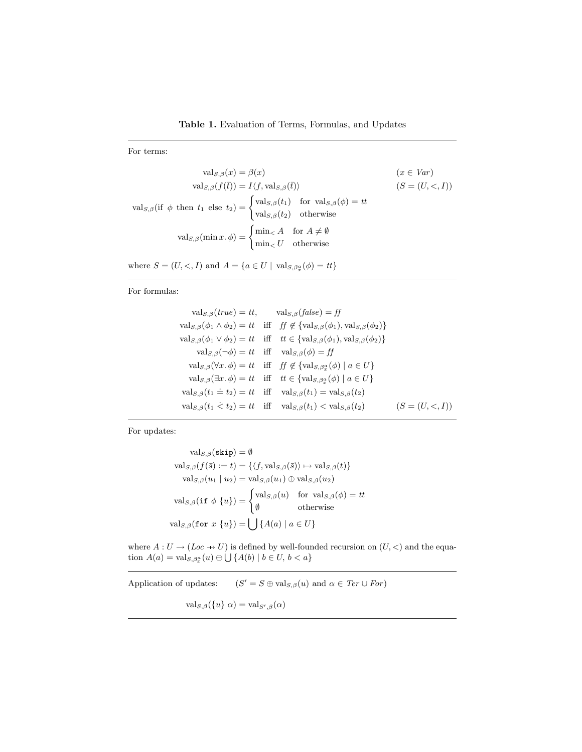**Table 1.** Evaluation of Terms, Formulas, and Updates

---

For terms:

$$\mathrm{val}_{S,\beta}(x) = \beta(x) \qquad (x \in \mathit{Var})$$

$$\mathrm{val}_{S,\beta}(f(\bar{t})) = I\langle f, \mathrm{val}_{S,\beta}(\bar{t})\rangle \qquad (S = (U, <, I))$$

$$\mathrm{val}_{S,\beta}(\text{if } \phi \text{ then } t_1 \text{ else } t_2) = \begin{cases} \mathrm{val}_{S,\beta}(t_1) & \text{for } \mathrm{val}_{S,\beta}(\phi) = \mathit{tt} \\ \mathrm{val}_{S,\beta}(t_2) & \text{otherwise} \end{cases}$$

$$\mathrm{val}_{S,\beta}(\min x.\, \phi) = \begin{cases} \min_< A & \text{for } A \neq \emptyset \\ \min_< U & \text{otherwise} \end{cases}$$

where $S = (U, <, I)$ and $A = \{a \in U \mid \mathrm{val}_{S,\beta_x^a}(\phi) = \mathit{tt}\}$

---

For formulas:

$$\mathrm{val}_{S,\beta}(\mathit{true}) = \mathit{tt}, \qquad \mathrm{val}_{S,\beta}(\mathit{false}) = \mathit{ff}$$

$$\mathrm{val}_{S,\beta}(\phi_1 \wedge \phi_2) = \mathit{tt} \quad \text{iff} \quad \mathit{ff} \notin \{\mathrm{val}_{S,\beta}(\phi_1), \mathrm{val}_{S,\beta}(\phi_2)\}$$

$$\mathrm{val}_{S,\beta}(\phi_1 \vee \phi_2) = \mathit{tt} \quad \text{iff} \quad \mathit{tt} \in \{\mathrm{val}_{S,\beta}(\phi_1), \mathrm{val}_{S,\beta}(\phi_2)\}$$

$$\mathrm{val}_{S,\beta}(\neg\phi) = \mathit{tt} \quad \text{iff} \quad \mathrm{val}_{S,\beta}(\phi) = \mathit{ff}$$

$$\mathrm{val}_{S,\beta}(\forall x.\, \phi) = \mathit{tt} \quad \text{iff} \quad \mathit{ff} \notin \{\mathrm{val}_{S,\beta_x^a}(\phi) \mid a \in U\}$$

$$\mathrm{val}_{S,\beta}(\exists x.\, \phi) = \mathit{tt} \quad \text{iff} \quad \mathit{tt} \in \{\mathrm{val}_{S,\beta_x^a}(\phi) \mid a \in U\}$$

$$\mathrm{val}_{S,\beta}(t_1 \doteq t_2) = \mathit{tt} \quad \text{iff} \quad \mathrm{val}_{S,\beta}(t_1) = \mathrm{val}_{S,\beta}(t_2)$$

$$\mathrm{val}_{S,\beta}(t_1 \dot{<} t_2) = \mathit{tt} \quad \text{iff} \quad \mathrm{val}_{S,\beta}(t_1) < \mathrm{val}_{S,\beta}(t_2) \qquad (S = (U, <))$$

---

For updates:

$$\mathrm{val}_{S,\beta}(\texttt{skip}) = \emptyset$$

$$\mathrm{val}_{S,\beta}(f(\bar{s}) := t) = \{\langle f, \mathrm{val}_{S,\beta}(\bar{s})\rangle \mapsto \mathrm{val}_{S,\beta}(t)\}$$

$$\mathrm{val}_{S,\beta}(u_1 \mid u_2) = \mathrm{val}_{S,\beta}(u_1) \oplus \mathrm{val}_{S,\beta}(u_2)$$

$$\mathrm{val}_{S,\beta}(\texttt{if } \phi \ \{u\}) = \begin{cases} \mathrm{val}_{S,\beta}(u) & \text{for } \mathrm{val}_{S,\beta}(\phi) = \mathit{tt} \\ \emptyset & \text{otherwise} \end{cases}$$

$$\mathrm{val}_{S,\beta}(\texttt{for } x \ \{u\}) = \bigcup \{A(a) \mid a \in U\}$$

where $A : U \to (\mathit{Loc} \nrightarrow U)$ is defined by well-founded recursion on $(U, <)$ and the equation $A(a) = \mathrm{val}_{S,\beta_x^a}(u) \oplus \bigcup \{A(b) \mid b \in U,\, b < a\}$

---

Application of updates: $\qquad (S' = S \oplus \mathrm{val}_{S,\beta}(u)$ and $\alpha \in \mathit{Ter} \cup \mathit{For})$

$$\mathrm{val}_{S,\beta}(\{u\}\ \alpha) = \mathrm{val}_{S',\beta}(\alpha)$$

---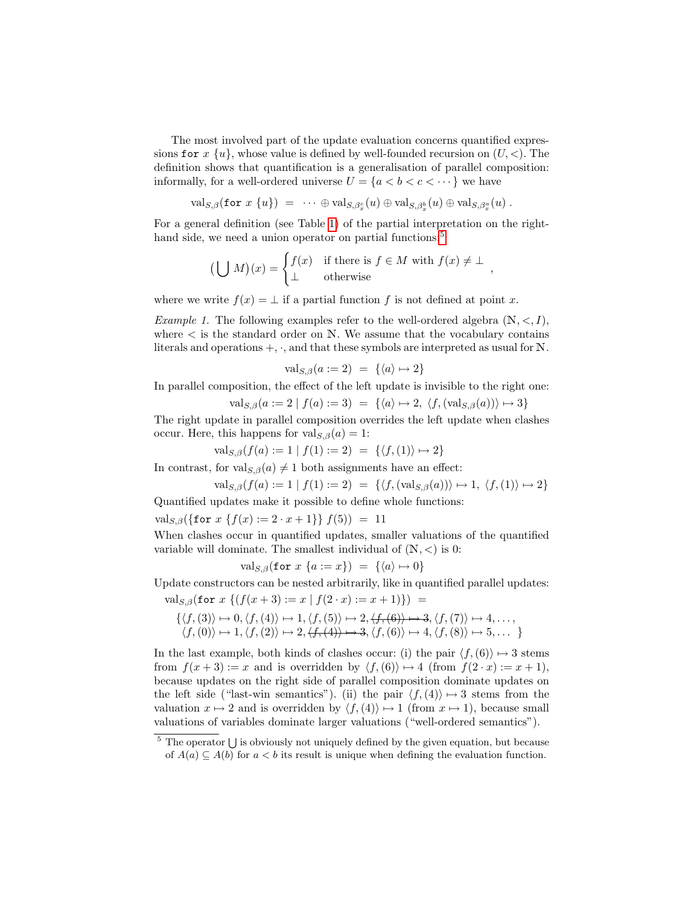The most involved part of the update evaluation concerns quantified expressions `for` $x$ $\{u\}$, whose value is defined by well-founded recursion on $(U, <)$. The definition shows that quantification is a generalisation of parallel composition: informally, for a well-ordered universe $U = \{a < b < c < \cdots\}$ we have

$$\mathrm{val}_{S,\beta}(\texttt{for } x \ \{u\}) \ = \ \cdots \oplus \mathrm{val}_{S,\beta^c_x}(u) \oplus \mathrm{val}_{S,\beta^b_x}(u) \oplus \mathrm{val}_{S,\beta^a_x}(u) \ .$$

For a general definition (see Table 1) of the partial interpretation on the right-hand side, we need a union operator on partial functions:[5]

$$\big(\bigcup M\big)(x) = \begin{cases} f(x) & \text{if there is } f \in M \text{ with } f(x) \neq \bot \\ \bot & \text{otherwise} \end{cases} ,$$

where we write $f(x) = \bot$ if a partial function $f$ is not defined at point $x$.

*Example 1.* The following examples refer to the well-ordered algebra $(\mathbb{N}, <, I)$, where $<$ is the standard order on $\mathbb{N}$. We assume that the vocabulary contains literals and operations $+, \cdot$, and that these symbols are interpreted as usual for $\mathbb{N}$.

$$\mathrm{val}_{S,\beta}(a := 2) \ = \ \{\langle a \rangle \mapsto 2\}$$

In parallel composition, the effect of the left update is invisible to the right one:

$$\mathrm{val}_{S,\beta}(a := 2 \mid f(a) := 3) \ = \ \{\langle a \rangle \mapsto 2, \ \langle f, (\mathrm{val}_{S,\beta}(a)) \rangle \mapsto 3\}$$

The right update in parallel composition overrides the left update when clashes occur. Here, this happens for $\mathrm{val}_{S,\beta}(a) = 1$:

$$\mathrm{val}_{S,\beta}(f(a) := 1 \mid f(1) := 2) \ = \ \{\langle f, (1) \rangle \mapsto 2\}$$

In contrast, for $\mathrm{val}_{S,\beta}(a) \neq 1$ both assignments have an effect:

$$\mathrm{val}_{S,\beta}(f(a) := 1 \mid f(1) := 2) \ = \ \{\langle f, (\mathrm{val}_{S,\beta}(a)) \rangle \mapsto 1, \ \langle f, (1) \rangle \mapsto 2\}$$

Quantified updates make it possible to define whole functions:

$$\mathrm{val}_{S,\beta}(\{\texttt{for } x \ \{f(x) := 2 \cdot x + 1\}\} \ f(5)) \ = \ 11$$

When clashes occur in quantified updates, smaller valuations of the quantified variable will dominate. The smallest individual of $(\mathbb{N}, <)$ is 0:

$$\mathrm{val}_{S,\beta}(\texttt{for } x \ \{a := x\}) \ = \ \{\langle a \rangle \mapsto 0\}$$

Update constructors can be nested arbitrarily, like in quantified parallel updates:

$$\mathrm{val}_{S,\beta}(\texttt{for } x \ \{(f(x+3) := x \mid f(2 \cdot x) := x + 1)\}) \ =$$

$$\begin{aligned} \{&\langle f, (3) \rangle \mapsto 0, \langle f, (4) \rangle \mapsto 1, \langle f, (5) \rangle \mapsto 2, \cancel{\langle f, (6) \rangle \mapsto 3}, \langle f, (7) \rangle \mapsto 4, \ldots, \\ &\langle f, (0) \rangle \mapsto 1, \langle f, (2) \rangle \mapsto 2, \cancel{\langle f, (4) \rangle \mapsto 3}, \langle f, (6) \rangle \mapsto 4, \langle f, (8) \rangle \mapsto 5, \ldots \ \} \end{aligned}$$

In the last example, both kinds of clashes occur: (i) the pair $\langle f, (6) \rangle \mapsto 3$ stems from $f(x + 3) := x$ and is overridden by $\langle f, (6) \rangle \mapsto 4$ (from $f(2 \cdot x) := x + 1$), because updates on the right side of parallel composition dominate updates on the left side ("last-win semantics"). (ii) the pair $\langle f, (4) \rangle \mapsto 3$ stems from the valuation $x \mapsto 2$ and is overridden by $\langle f, (4) \rangle \mapsto 1$ (from $x \mapsto 1$), because small valuations of variables dominate larger valuations ("well-ordered semantics").

[5] The operator $\bigcup$ is obviously not uniquely defined by the given equation, but because of $A(a) \subseteq A(b)$ for $a < b$ its result is unique when defining the evaluation function.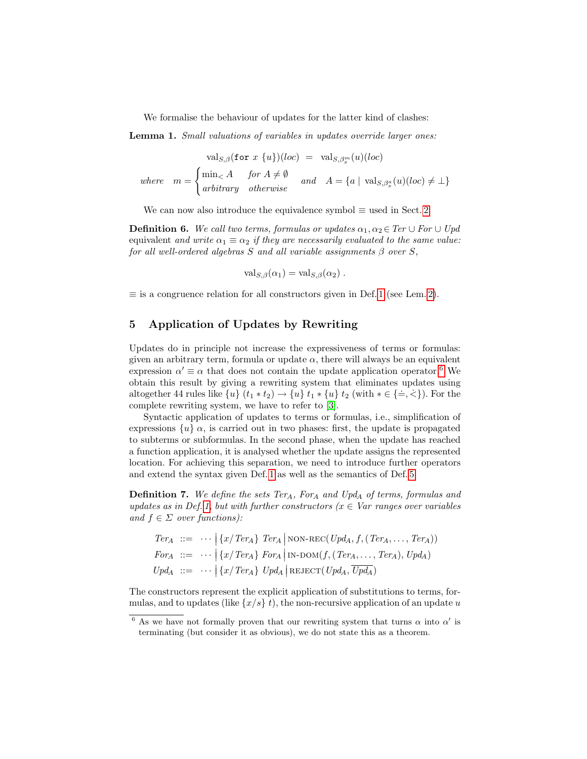We formalise the behaviour of updates for the latter kind of clashes:

**Lemma 1.** *Small valuations of variables in updates override larger ones:*

$$\mathrm{val}_{S,\beta}(\texttt{for}\ x\ \{u\})(loc) \ = \ \mathrm{val}_{S,\beta_x^m}(u)(loc)$$

$$\text{where} \quad m = \begin{cases} \min_< A & \text{for } A \neq \emptyset \\ \text{arbitrary} & \text{otherwise} \end{cases} \quad \text{and} \quad A = \{a \mid \mathrm{val}_{S,\beta_x^a}(u)(loc) \neq \bot\}$$

We can now also introduce the equivalence symbol $\equiv$ used in Sect. 2.

**Definition 6.** *We call two terms, formulas or updates $\alpha_1, \alpha_2 \in Ter \cup For \cup Upd$* equivalent *and write $\alpha_1 \equiv \alpha_2$ if they are necessarily evaluated to the same value: for all well-ordered algebras $S$ and all variable assignments $\beta$ over $S$,*

$$\mathrm{val}_{S,\beta}(\alpha_1) = \mathrm{val}_{S,\beta}(\alpha_2) .$$

$\equiv$ is a congruence relation for all constructors given in Def. 1 (see Lem. 2).

## 5 Application of Updates by Rewriting

Updates do in principle not increase the expressiveness of terms or formulas: given an arbitrary term, formula or update $\alpha$, there will always be an equivalent expression $\alpha' \equiv \alpha$ that does not contain the update application operator.[6] We obtain this result by giving a rewriting system that eliminates updates using altogether 44 rules like $\{u\}\ (t_1 * t_2) \to \{u\}\ t_1 * \{u\}\ t_2$ (with $* \in \{\doteq, \dot{<}\}$). For the complete rewriting system, we have to refer to [3].

Syntactic application of updates to terms or formulas, i.e., simplification of expressions $\{u\}\ \alpha$, is carried out in two phases: first, the update is propagated to subterms or subformulas. In the second phase, when the update has reached a function application, it is analysed whether the update assigns the represented location. For achieving this separation, we need to introduce further operators and extend the syntax given Def. 1 as well as the semantics of Def. 5.

**Definition 7.** *We define the sets $Ter_A$, $For_A$ and $Upd_A$ of terms, formulas and updates as in Def. 1, but with further constructors ($x \in Var$ ranges over variables and $f \in \Sigma$ over functions):*

$$\begin{aligned}
Ter_A \ &::= \ \cdots \,\big|\, \{x/Ter_A\}\ Ter_A \,\big|\, \textsc{non-rec}(Upd_A, f, (Ter_A, \ldots, Ter_A)) \\
For_A \ &::= \ \cdots \,\big|\, \{x/Ter_A\}\ For_A \,\big|\, \textsc{in-dom}(f, (Ter_A, \ldots, Ter_A), Upd_A) \\
Upd_A \ &::= \ \cdots \,\big|\, \{x/Ter_A\}\ Upd_A \,\big|\, \textsc{reject}(Upd_A, \overline{Upd_A})
\end{aligned}$$

The constructors represent the explicit application of substitutions to terms, formulas, and to updates (like $\{x/s\}\ t$), the non-recursive application of an update $u$

[6] As we have not formally proven that our rewriting system that turns $\alpha$ into $\alpha'$ is terminating (but consider it as obvious), we do not state this as a theorem.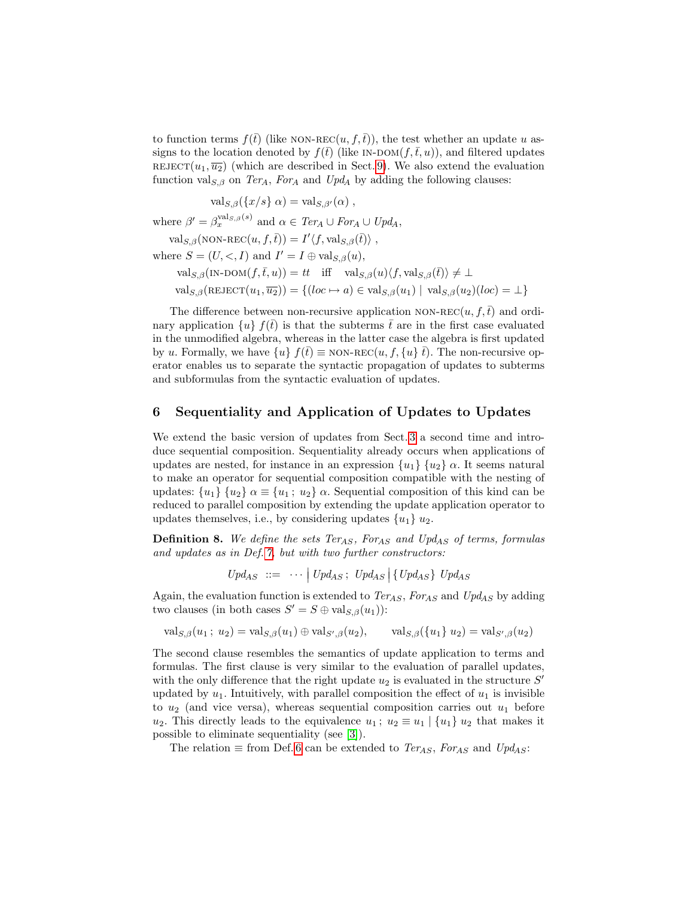to function terms $f(\bar{t})$ (like $\textsc{non-rec}(u, f, \bar{t})$), the test whether an update $u$ assigns to the location denoted by $f(\bar{t})$ (like $\textsc{in-dom}(f, \bar{t}, u)$), and filtered updates $\textsc{reject}(u_1, \overline{u_2})$ (which are described in Sect. 9). We also extend the evaluation function $\mathrm{val}_{S,\beta}$ on $\mathit{Ter}_A$, $\mathit{For}_A$ and $\mathit{Upd}_A$ by adding the following clauses:

$$\mathrm{val}_{S,\beta}(\{x/s\}\ \alpha) = \mathrm{val}_{S,\beta'}(\alpha)\ ,$$

where $\beta' = \beta_x^{\mathrm{val}_{S,\beta}(s)}$ and $\alpha \in \mathit{Ter}_A \cup \mathit{For}_A \cup \mathit{Upd}_A$,

$$\mathrm{val}_{S,\beta}(\textsc{non-rec}(u, f, \bar{t})) = I'\langle f, \mathrm{val}_{S,\beta}(\bar{t})\rangle\ ,$$

where $S = (U, <, I)$ and $I' = I \oplus \mathrm{val}_{S,\beta}(u)$,

$$\mathrm{val}_{S,\beta}(\textsc{in-dom}(f, \bar{t}, u)) = tt \quad \text{iff} \quad \mathrm{val}_{S,\beta}(u)\langle f, \mathrm{val}_{S,\beta}(\bar{t})\rangle \neq \bot$$

$$\mathrm{val}_{S,\beta}(\textsc{reject}(u_1, \overline{u_2})) = \{(loc \mapsto a) \in \mathrm{val}_{S,\beta}(u_1) \mid \mathrm{val}_{S,\beta}(u_2)(loc) = \bot\}$$

The difference between non-recursive application $\textsc{non-rec}(u, f, \bar{t})$ and ordinary application $\{u\}\ f(\bar{t})$ is that the subterms $\bar{t}$ are in the first case evaluated in the unmodified algebra, whereas in the latter case the algebra is first updated by $u$. Formally, we have $\{u\}\ f(\bar{t}) \equiv \textsc{non-rec}(u, f, \{u\}\ \bar{t})$. The non-recursive operator enables us to separate the syntactic propagation of updates to subterms and subformulas from the syntactic evaluation of updates.

## 6 Sequentiality and Application of Updates to Updates

We extend the basic version of updates from Sect. 3 a second time and introduce sequential composition. Sequentiality already occurs when applications of updates are nested, for instance in an expression $\{u_1\}\ \{u_2\}\ \alpha$. It seems natural to make an operator for sequential composition compatible with the nesting of updates: $\{u_1\}\ \{u_2\}\ \alpha \equiv \{u_1\ ;\ u_2\}\ \alpha$. Sequential composition of this kind can be reduced to parallel composition by extending the update application operator to updates themselves, i.e., by considering updates $\{u_1\}\ u_2$.

**Definition 8.** *We define the sets $\mathit{Ter}_{AS}$, $\mathit{For}_{AS}$ and $\mathit{Upd}_{AS}$ of terms, formulas and updates as in Def. 7, but with two further constructors:*

$$\mathit{Upd}_{AS} \ ::= \ \cdots \ \big|\ \mathit{Upd}_{AS}\ ;\ \mathit{Upd}_{AS}\ \big|\ \{\mathit{Upd}_{AS}\}\ \mathit{Upd}_{AS}$$

Again, the evaluation function is extended to $\mathit{Ter}_{AS}$, $\mathit{For}_{AS}$ and $\mathit{Upd}_{AS}$ by adding two clauses (in both cases $S' = S \oplus \mathrm{val}_{S,\beta}(u_1)$):

$$\mathrm{val}_{S,\beta}(u_1\ ;\ u_2) = \mathrm{val}_{S,\beta}(u_1) \oplus \mathrm{val}_{S',\beta}(u_2), \qquad \mathrm{val}_{S,\beta}(\{u_1\}\ u_2) = \mathrm{val}_{S',\beta}(u_2)$$

The second clause resembles the semantics of update application to terms and formulas. The first clause is very similar to the evaluation of parallel updates, with the only difference that the right update $u_2$ is evaluated in the structure $S'$ updated by $u_1$. Intuitively, with parallel composition the effect of $u_1$ is invisible to $u_2$ (and vice versa), whereas sequential composition carries out $u_1$ before $u_2$. This directly leads to the equivalence $u_1\ ;\ u_2 \equiv u_1 \mid \{u_1\}\ u_2$ that makes it possible to eliminate sequentiality (see [3]).

The relation $\equiv$ from Def. 6 can be extended to $\mathit{Ter}_{AS}$, $\mathit{For}_{AS}$ and $\mathit{Upd}_{AS}$: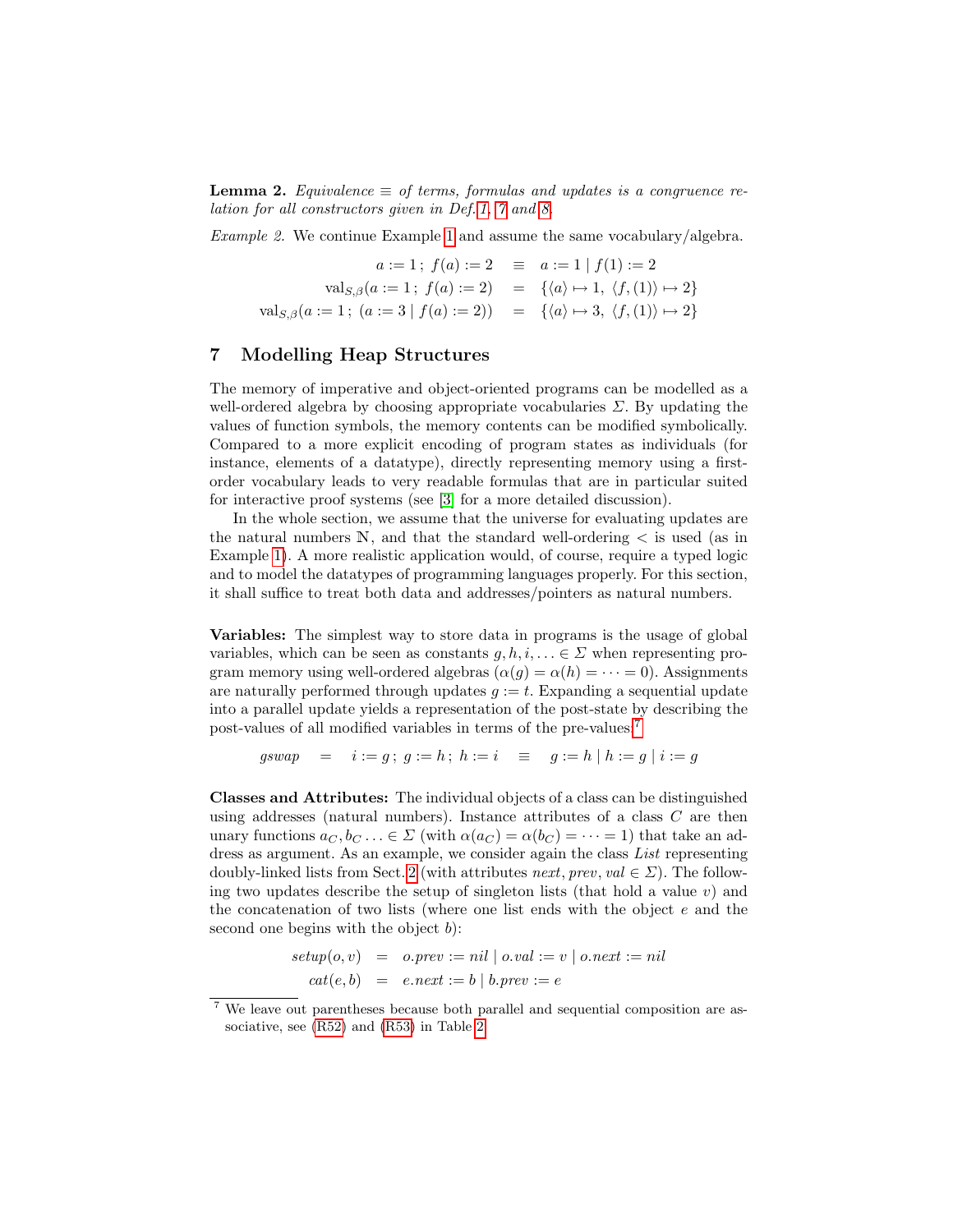**Lemma 2.** *Equivalence $\equiv$ of terms, formulas and updates is a congruence relation for all constructors given in Def. 1, 7 and 8.*

*Example 2.* We continue Example 1 and assume the same vocabulary/algebra.

$$
\begin{aligned}
a := 1\,;\; f(a) := 2 \quad &\equiv \quad a := 1 \mid f(1) := 2 \\
\mathrm{val}_{S,\beta}(a := 1\,;\; f(a) := 2) \quad &= \quad \{\langle a \rangle \mapsto 1,\; \langle f, (1) \rangle \mapsto 2\} \\
\mathrm{val}_{S,\beta}(a := 1\,;\; (a := 3 \mid f(a) := 2)) \quad &= \quad \{\langle a \rangle \mapsto 3,\; \langle f, (1) \rangle \mapsto 2\}
\end{aligned}
$$

## 7 Modelling Heap Structures

The memory of imperative and object-oriented programs can be modelled as a well-ordered algebra by choosing appropriate vocabularies $\Sigma$. By updating the values of function symbols, the memory contents can be modified symbolically. Compared to a more explicit encoding of program states as individuals (for instance, elements of a datatype), directly representing memory using a first-order vocabulary leads to very readable formulas that are in particular suited for interactive proof systems (see [3] for a more detailed discussion).

In the whole section, we assume that the universe for evaluating updates are the natural numbers $\mathbb{N}$, and that the standard well-ordering $<$ is used (as in Example 1). A more realistic application would, of course, require a typed logic and to model the datatypes of programming languages properly. For this section, it shall suffice to treat both data and addresses/pointers as natural numbers.

**Variables:** The simplest way to store data in programs is the usage of global variables, which can be seen as constants $g, h, i, \ldots \in \Sigma$ when representing program memory using well-ordered algebras ($\alpha(g) = \alpha(h) = \cdots = 0$). Assignments are naturally performed through updates $g := t$. Expanding a sequential update into a parallel update yields a representation of the post-state by describing the post-values of all modified variables in terms of the pre-values:[7]

$$
\mathit{gswap} \quad = \quad i := g\,;\; g := h\,;\; h := i \quad \equiv \quad g := h \mid h := g \mid i := g
$$

**Classes and Attributes:** The individual objects of a class can be distinguished using addresses (natural numbers). Instance attributes of a class $C$ are then unary functions $a_C, b_C \ldots \in \Sigma$ (with $\alpha(a_C) = \alpha(b_C) = \cdots = 1$) that take an address as argument. As an example, we consider again the class *List* representing doubly-linked lists from Sect. 2 (with attributes $\mathit{next}, \mathit{prev}, \mathit{val} \in \Sigma$). The following two updates describe the setup of singleton lists (that hold a value $v$) and the concatenation of two lists (where one list ends with the object $e$ and the second one begins with the object $b$):

$$
\begin{aligned}
\mathit{setup}(o, v) \quad &= \quad o.\mathit{prev} := \mathit{nil} \mid o.\mathit{val} := v \mid o.\mathit{next} := \mathit{nil} \\
\mathit{cat}(e, b) \quad &= \quad e.\mathit{next} := b \mid b.\mathit{prev} := e
\end{aligned}
$$

[7] We leave out parentheses because both parallel and sequential composition are associative, see (R52) and (R53) in Table 2.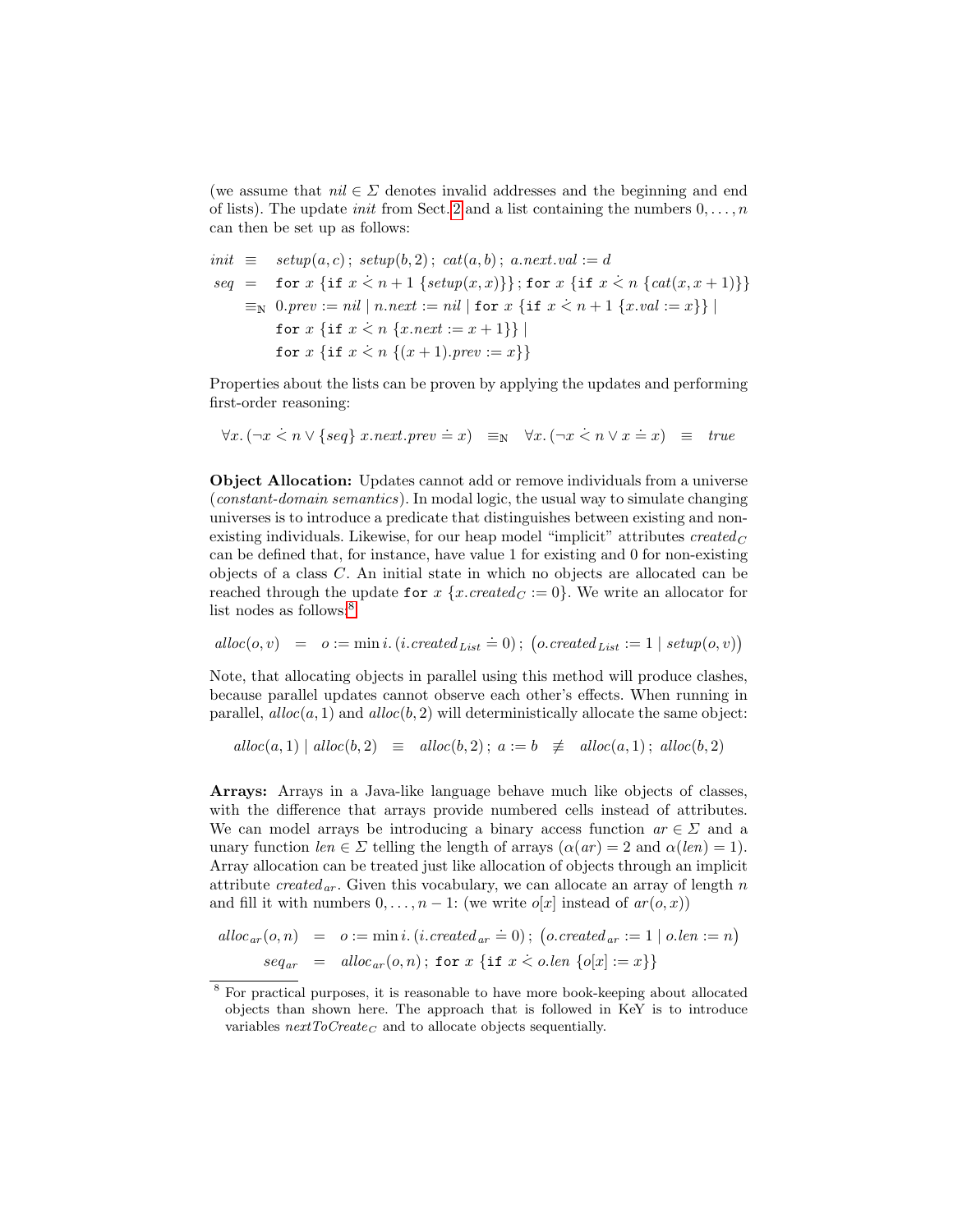(we assume that $nil \in \Sigma$ denotes invalid addresses and the beginning and end of lists). The update *init* from Sect. 2 and a list containing the numbers $0, \ldots, n$ can then be set up as follows:

$$
\begin{aligned}
init &\equiv\; setup(a, c)\,;\; setup(b, 2)\,;\; cat(a, b)\,;\; a.next.val := d \\
seq &=\; \texttt{for}\ x\ \{\texttt{if}\ x \dot{<} n+1\ \{setup(x, x)\}\}\,;\, \texttt{for}\ x\ \{\texttt{if}\ x \dot{<} n\ \{cat(x, x+1)\}\} \\
&\equiv_{\mathbb{N}}\; 0.prev := nil \mid n.next := nil \mid \texttt{for}\ x\ \{\texttt{if}\ x \dot{<} n+1\ \{x.val := x\}\} \mid \\
&\qquad \texttt{for}\ x\ \{\texttt{if}\ x \dot{<} n\ \{x.next := x+1\}\} \mid \\
&\qquad \texttt{for}\ x\ \{\texttt{if}\ x \dot{<} n\ \{(x+1).prev := x\}\}
\end{aligned}
$$

Properties about the lists can be proven by applying the updates and performing first-order reasoning:

$$
\forall x.\,(\neg x \dot{<} n \vee \{seq\}\ x.next.prev \doteq x) \quad \equiv_{\mathbb{N}} \quad \forall x.\,(\neg x \dot{<} n \vee x \doteq x) \quad \equiv \quad true
$$

**Object Allocation:** Updates cannot add or remove individuals from a universe (*constant-domain semantics*). In modal logic, the usual way to simulate changing universes is to introduce a predicate that distinguishes between existing and non-existing individuals. Likewise, for our heap model "implicit" attributes $created_C$ can be defined that, for instance, have value 1 for existing and 0 for non-existing objects of a class $C$. An initial state in which no objects are allocated can be reached through the update $\texttt{for}\ x\ \{x.created_C := 0\}$. We write an allocator for list nodes as follows:[8]

$$
alloc(o, v) \quad = \quad o := \min i.\,(i.created_{List} \doteq 0)\,;\; \big(o.created_{List} := 1 \mid setup(o, v)\big)
$$

Note, that allocating objects in parallel using this method will produce clashes, because parallel updates cannot observe each other's effects. When running in parallel, $alloc(a, 1)$ and $alloc(b, 2)$ will deterministically allocate the same object:

$$
alloc(a, 1) \mid alloc(b, 2) \quad \equiv \quad alloc(b, 2)\,;\; a := b \quad \not\equiv \quad alloc(a, 1)\,;\; alloc(b, 2)
$$

**Arrays:** Arrays in a Java-like language behave much like objects of classes, with the difference that arrays provide numbered cells instead of attributes. We can model arrays be introducing a binary access function $ar \in \Sigma$ and a unary function $len \in \Sigma$ telling the length of arrays ($\alpha(ar) = 2$ and $\alpha(len) = 1$). Array allocation can be treated just like allocation of objects through an implicit attribute $created_{ar}$. Given this vocabulary, we can allocate an array of length $n$ and fill it with numbers $0, \ldots, n-1$: (we write $o[x]$ instead of $ar(o, x)$)

$$
\begin{aligned}
alloc_{ar}(o, n) &= o := \min i.\,(i.created_{ar} \doteq 0)\,;\; \big(o.created_{ar} := 1 \mid o.len := n\big) \\
seq_{ar} &= alloc_{ar}(o, n)\,;\; \texttt{for}\ x\ \{\texttt{if}\ x \dot{<} o.len\ \{o[x] := x\}\}
\end{aligned}
$$

[8] For practical purposes, it is reasonable to have more book-keeping about allocated objects than shown here. The approach that is followed in KeY is to introduce variables $nextToCreate_C$ and to allocate objects sequentially.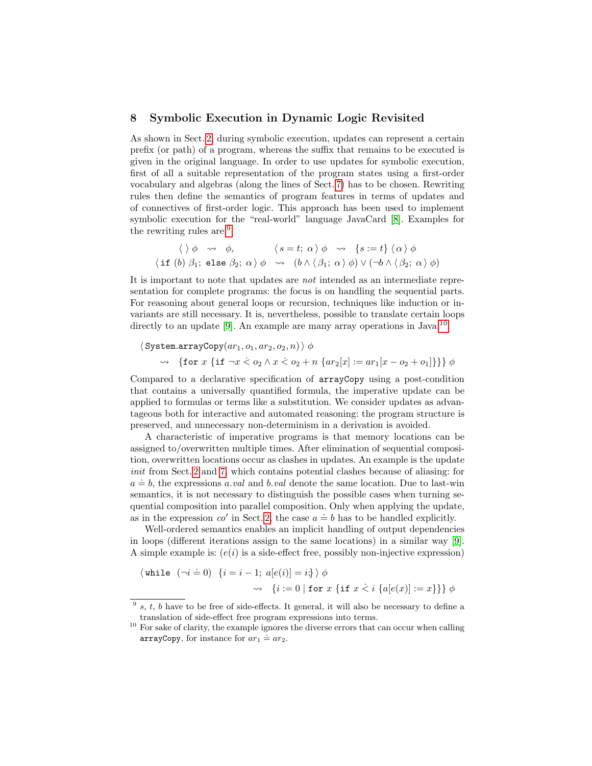## 8 Symbolic Execution in Dynamic Logic Revisited

As shown in Sect. 2, during symbolic execution, updates can represent a certain prefix (or path) of a program, whereas the suffix that remains to be executed is given in the original language. In order to use updates for symbolic execution, first of all a suitable representation of the program states using a first-order vocabulary and algebras (along the lines of Sect. 7) has to be chosen. Rewriting rules then define the semantics of program features in terms of updates and of connectives of first-order logic. This approach has been used to implement symbolic execution for the "real-world" language JavaCard [8]. Examples for the rewriting rules are:[9]

$$\langle\ \rangle\, \phi \;\rightsquigarrow\; \phi, \qquad\qquad \langle\, s = t;\ \alpha \,\rangle\, \phi \;\rightsquigarrow\; \{s := t\}\, \langle\, \alpha \,\rangle\, \phi$$

$$\langle\, \texttt{if}\ (b)\ \beta_1;\ \texttt{else}\ \beta_2;\ \alpha \,\rangle\, \phi \;\rightsquigarrow\; (b \wedge \langle\, \beta_1;\ \alpha \,\rangle\, \phi) \vee (\neg b \wedge \langle\, \beta_2;\ \alpha \,\rangle\, \phi)$$

It is important to note that updates are *not* intended as an intermediate representation for complete programs: the focus is on handling the sequential parts. For reasoning about general loops or recursion, techniques like induction or invariants are still necessary. It is, nevertheless, possible to translate certain loops directly to an update [9]. An example are many array operations in Java:[10]

$$\langle\, \texttt{System.arrayCopy}(ar_1, o_1, ar_2, o_2, n) \,\rangle\, \phi$$
$$\rightsquigarrow\;\; \{\texttt{for}\ x\ \{\texttt{if}\ \neg x \mathrel{\dot<} o_2 \wedge x \mathrel{\dot<} o_2 + n\ \{ar_2[x] := ar_1[x - o_2 + o_1]\}\}\}\ \phi$$

Compared to a declarative specification of `arrayCopy` using a post-condition that contains a universally quantified formula, the imperative update can be applied to formulas or terms like a substitution. We consider updates as advantageous both for interactive and automated reasoning: the program structure is preserved, and unnecessary non-determinism in a derivation is avoided.

A characteristic of imperative programs is that memory locations can be assigned to/overwritten multiple times. After elimination of sequential composition, overwritten locations occur as clashes in updates. An example is the update *init* from Sect. 2 and 7, which contains potential clashes because of aliasing: for $a \doteq b$, the expressions $a.val$ and $b.val$ denote the same location. Due to last-win semantics, it is not necessary to distinguish the possible cases when turning sequential composition into parallel composition. Only when applying the update, as in the expression $co'$ in Sect. 2, the case $a \doteq b$ has to be handled explicitly.

Well-ordered semantics enables an implicit handling of output dependencies in loops (different iterations assign to the same locations) in a similar way [9]. A simple example is: ($e(i)$ is a side-effect free, possibly non-injective expression)

$$\langle\, \texttt{while}\ \ (\neg i \doteq 0)\ \ \{i = i - 1;\ a[e(i)] = i;\}\,\rangle\, \phi$$
$$\rightsquigarrow\;\; \{i := 0 \mid \texttt{for}\ x\ \{\texttt{if}\ x \mathrel{\dot<} i\ \{a[e(x)] := x\}\}\}\ \phi$$

[9] $s$, $t$, $b$ have to be free of side-effects. It general, it will also be necessary to define a translation of side-effect free program expressions into terms.

[10] For sake of clarity, the example ignores the diverse errors that can occur when calling `arrayCopy`, for instance for $ar_1 \doteq ar_2$.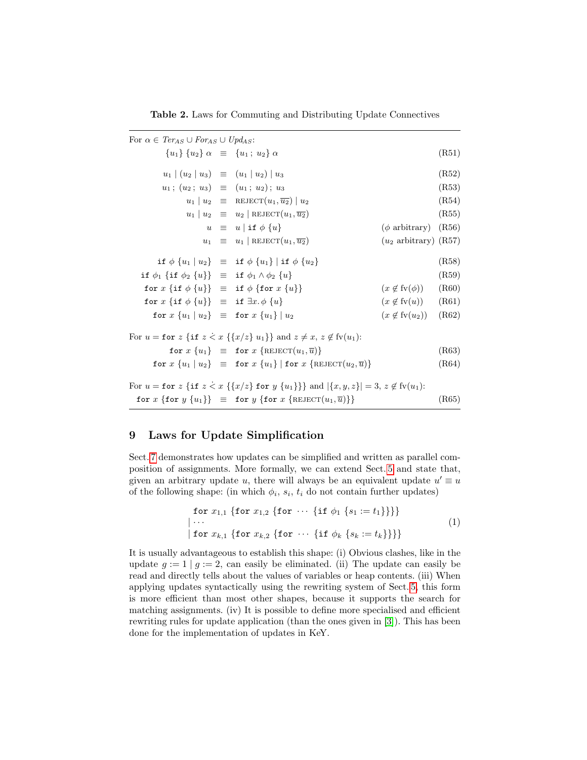**Table 2.** Laws for Commuting and Distributing Update Connectives

For $\alpha \in \mathit{Ter}_{AS} \cup \mathit{For}_{AS} \cup \mathit{Upd}_{AS}$:

| | | | | |
|---|---|---|---|---|
| $\{u_1\}\,\{u_2\}\,\alpha$ | $\equiv$ | $\{u_1\,;\,u_2\}\,\alpha$ | | (R51) |
| $u_1 \mid (u_2 \mid u_3)$ | $\equiv$ | $(u_1 \mid u_2) \mid u_3$ | | (R52) |
| $u_1\,;\,(u_2\,;\,u_3)$ | $\equiv$ | $(u_1\,;\,u_2)\,;\,u_3$ | | (R53) |
| $u_1 \mid u_2$ | $\equiv$ | $\text{REJECT}(u_1, \overline{u_2}) \mid u_2$ | | (R54) |
| $u_1 \mid u_2$ | $\equiv$ | $u_2 \mid \text{REJECT}(u_1, \overline{u_2})$ | | (R55) |
| $u$ | $\equiv$ | $u \mid \mathtt{if}\ \phi\ \{u\}$ | ($\phi$ arbitrary) | (R56) |
| $u_1$ | $\equiv$ | $u_1 \mid \text{REJECT}(u_1, \overline{u_2})$ | ($u_2$ arbitrary) | (R57) |
| $\mathtt{if}\ \phi\ \{u_1 \mid u_2\}$ | $\equiv$ | $\mathtt{if}\ \phi\ \{u_1\} \mid \mathtt{if}\ \phi\ \{u_2\}$ | | (R58) |
| $\mathtt{if}\ \phi_1\ \{\mathtt{if}\ \phi_2\ \{u\}\}$ | $\equiv$ | $\mathtt{if}\ \phi_1 \wedge \phi_2\ \{u\}$ | | (R59) |
| $\mathtt{for}\ x\ \{\mathtt{if}\ \phi\ \{u\}\}$ | $\equiv$ | $\mathtt{if}\ \phi\ \{\mathtt{for}\ x\ \{u\}\}$ | ($x \notin \mathrm{fv}(\phi)$) | (R60) |
| $\mathtt{for}\ x\ \{\mathtt{if}\ \phi\ \{u\}\}$ | $\equiv$ | $\mathtt{if}\ \exists x.\,\phi\ \{u\}$ | ($x \notin \mathrm{fv}(u)$) | (R61) |
| $\mathtt{for}\ x\ \{u_1 \mid u_2\}$ | $\equiv$ | $\mathtt{for}\ x\ \{u_1\} \mid u_2$ | ($x \notin \mathrm{fv}(u_2)$) | (R62) |

For $u = \mathtt{for}\ z\ \{\mathtt{if}\ z \dot{<} x\ \{\{x/z\}\ u_1\}\}$ and $z \neq x$, $z \notin \mathrm{fv}(u_1)$:

| | | | |
|---|---|---|---|
| $\mathtt{for}\ x\ \{u_1\}$ | $\equiv$ | $\mathtt{for}\ x\ \{\text{REJECT}(u_1, \overline{u})\}$ | (R63) |
| $\mathtt{for}\ x\ \{u_1 \mid u_2\}$ | $\equiv$ | $\mathtt{for}\ x\ \{u_1\} \mid \mathtt{for}\ x\ \{\text{REJECT}(u_2, \overline{u})\}$ | (R64) |

For $u = \mathtt{for}\ z\ \{\mathtt{if}\ z \dot{<} x\ \{\{x/z\}\ \mathtt{for}\ y\ \{u_1\}\}\}$ and $|\{x, y, z\}| = 3$, $z \notin \mathrm{fv}(u_1)$:

| | | | |
|---|---|---|---|
| $\mathtt{for}\ x\ \{\mathtt{for}\ y\ \{u_1\}\}$ | $\equiv$ | $\mathtt{for}\ y\ \{\mathtt{for}\ x\ \{\text{REJECT}(u_1, \overline{u})\}\}$ | (R65) |

## 9 Laws for Update Simplification

Sect. 7 demonstrates how updates can be simplified and written as parallel composition of assignments. More formally, we can extend Sect. 5 and state that, given an arbitrary update $u$, there will always be an equivalent update $u' \equiv u$ of the following shape: (in which $\phi_i$, $s_i$, $t_i$ do not contain further updates)

$$
\begin{array}{l}
\ \ \mathtt{for}\ x_{1,1}\ \{\mathtt{for}\ x_{1,2}\ \{\mathtt{for}\ \cdots\ \{\mathtt{if}\ \phi_1\ \{s_1 := t_1\}\}\}\} \\
\mid \cdots \\
\mid \mathtt{for}\ x_{k,1}\ \{\mathtt{for}\ x_{k,2}\ \{\mathtt{for}\ \cdots\ \{\mathtt{if}\ \phi_k\ \{s_k := t_k\}\}\}\}
\end{array}
\tag{1}
$$

It is usually advantageous to establish this shape: (i) Obvious clashes, like in the update $g := 1 \mid g := 2$, can easily be eliminated. (ii) The update can easily be read and directly tells about the values of variables or heap contents. (iii) When applying updates syntactically using the rewriting system of Sect. 5, this form is more efficient than most other shapes, because it supports the search for matching assignments. (iv) It is possible to define more specialised and efficient rewriting rules for update application (than the ones given in [3]). This has been done for the implementation of updates in KeY.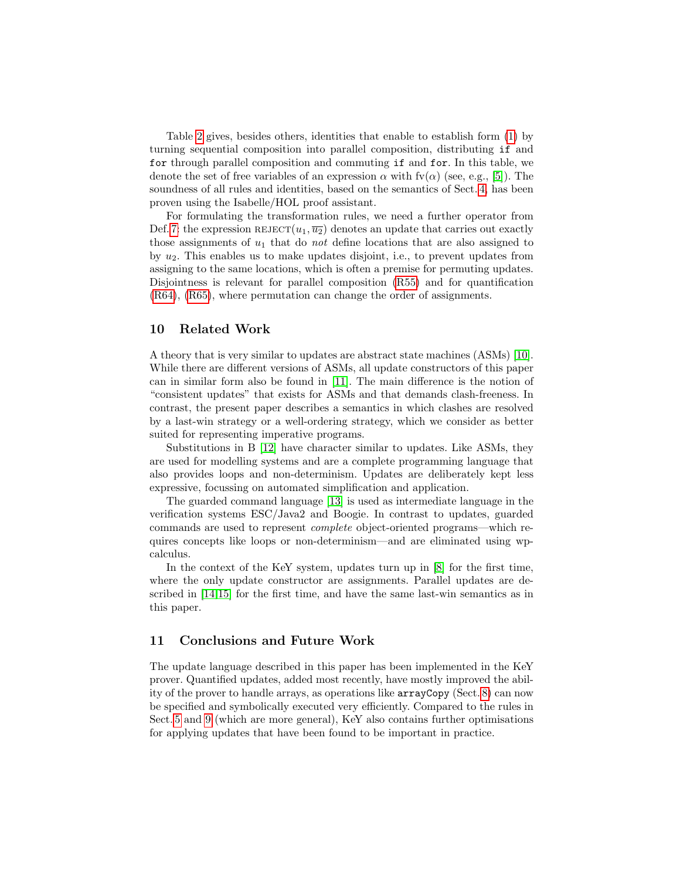Table 2 gives, besides others, identities that enable to establish form (1) by turning sequential composition into parallel composition, distributing `if` and `for` through parallel composition and commuting `if` and `for`. In this table, we denote the set of free variables of an expression $\alpha$ with $\mathrm{fv}(\alpha)$ (see, e.g., [5]). The soundness of all rules and identities, based on the semantics of Sect. 4, has been proven using the Isabelle/HOL proof assistant.

For formulating the transformation rules, we need a further operator from Def. 7: the expression $\mathrm{REJECT}(u_1, \overline{u_2})$ denotes an update that carries out exactly those assignments of $u_1$ that do *not* define locations that are also assigned to by $u_2$. This enables us to make updates disjoint, i.e., to prevent updates from assigning to the same locations, which is often a premise for permuting updates. Disjointness is relevant for parallel composition (R55) and for quantification (R64), (R65), where permutation can change the order of assignments.

## 10 Related Work

A theory that is very similar to updates are abstract state machines (ASMs) [10]. While there are different versions of ASMs, all update constructors of this paper can in similar form also be found in [11]. The main difference is the notion of "consistent updates" that exists for ASMs and that demands clash-freeness. In contrast, the present paper describes a semantics in which clashes are resolved by a last-win strategy or a well-ordering strategy, which we consider as better suited for representing imperative programs.

Substitutions in B [12] have character similar to updates. Like ASMs, they are used for modelling systems and are a complete programming language that also provides loops and non-determinism. Updates are deliberately kept less expressive, focussing on automated simplification and application.

The guarded command language [13] is used as intermediate language in the verification systems ESC/Java2 and Boogie. In contrast to updates, guarded commands are used to represent *complete* object-oriented programs—which requires concepts like loops or non-determinism—and are eliminated using wp-calculus.

In the context of the KeY system, updates turn up in [8] for the first time, where the only update constructor are assignments. Parallel updates are described in [14,15] for the first time, and have the same last-win semantics as in this paper.

## 11 Conclusions and Future Work

The update language described in this paper has been implemented in the KeY prover. Quantified updates, added most recently, have mostly improved the ability of the prover to handle arrays, as operations like `arrayCopy` (Sect. 8) can now be specified and symbolically executed very efficiently. Compared to the rules in Sect. 5 and 9 (which are more general), KeY also contains further optimisations for applying updates that have been found to be important in practice.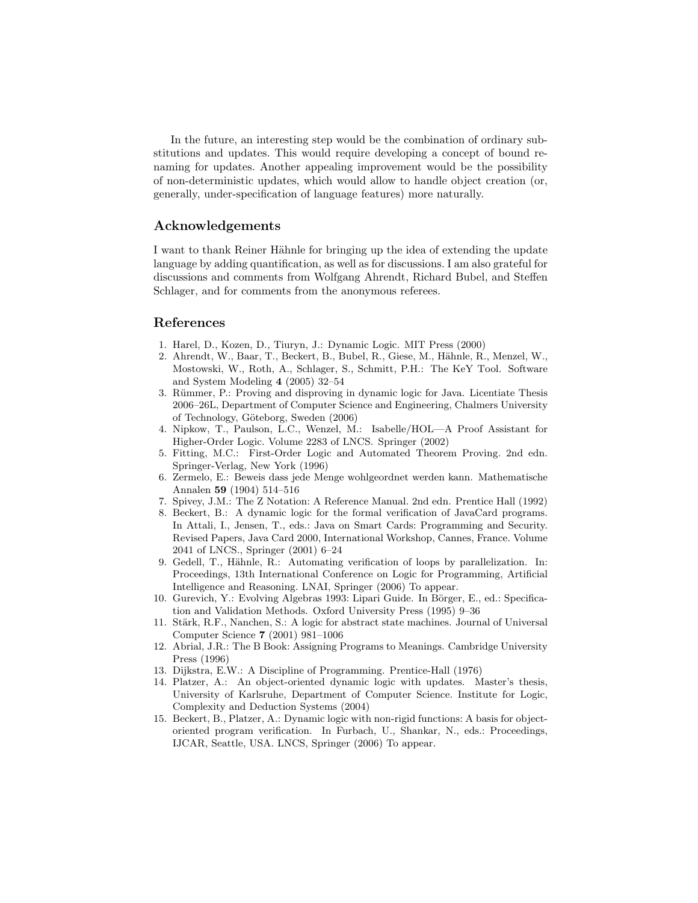In the future, an interesting step would be the combination of ordinary substitutions and updates. This would require developing a concept of bound renaming for updates. Another appealing improvement would be the possibility of non-deterministic updates, which would allow to handle object creation (or, generally, under-specification of language features) more naturally.

## Acknowledgements

I want to thank Reiner Hähnle for bringing up the idea of extending the update language by adding quantification, as well as for discussions. I am also grateful for discussions and comments from Wolfgang Ahrendt, Richard Bubel, and Steffen Schlager, and for comments from the anonymous referees.

## References

1. Harel, D., Kozen, D., Tiuryn, J.: Dynamic Logic. MIT Press (2000)
2. Ahrendt, W., Baar, T., Beckert, B., Bubel, R., Giese, M., Hähnle, R., Menzel, W., Mostowski, W., Roth, A., Schlager, S., Schmitt, P.H.: The KeY Tool. Software and System Modeling **4** (2005) 32–54
3. Rümmer, P.: Proving and disproving in dynamic logic for Java. Licentiate Thesis 2006–26L, Department of Computer Science and Engineering, Chalmers University of Technology, Göteborg, Sweden (2006)
4. Nipkow, T., Paulson, L.C., Wenzel, M.: Isabelle/HOL—A Proof Assistant for Higher-Order Logic. Volume 2283 of LNCS. Springer (2002)
5. Fitting, M.C.: First-Order Logic and Automated Theorem Proving. 2nd edn. Springer-Verlag, New York (1996)
6. Zermelo, E.: Beweis dass jede Menge wohlgeordnet werden kann. Mathematische Annalen **59** (1904) 514–516
7. Spivey, J.M.: The Z Notation: A Reference Manual. 2nd edn. Prentice Hall (1992)
8. Beckert, B.: A dynamic logic for the formal verification of JavaCard programs. In Attali, I., Jensen, T., eds.: Java on Smart Cards: Programming and Security. Revised Papers, Java Card 2000, International Workshop, Cannes, France. Volume 2041 of LNCS., Springer (2001) 6–24
9. Gedell, T., Hähnle, R.: Automating verification of loops by parallelization. In: Proceedings, 13th International Conference on Logic for Programming, Artificial Intelligence and Reasoning. LNAI, Springer (2006) To appear.
10. Gurevich, Y.: Evolving Algebras 1993: Lipari Guide. In Börger, E., ed.: Specification and Validation Methods. Oxford University Press (1995) 9–36
11. Stärk, R.F., Nanchen, S.: A logic for abstract state machines. Journal of Universal Computer Science **7** (2001) 981–1006
12. Abrial, J.R.: The B Book: Assigning Programs to Meanings. Cambridge University Press (1996)
13. Dijkstra, E.W.: A Discipline of Programming. Prentice-Hall (1976)
14. Platzer, A.: An object-oriented dynamic logic with updates. Master's thesis, University of Karlsruhe, Department of Computer Science. Institute for Logic, Complexity and Deduction Systems (2004)
15. Beckert, B., Platzer, A.: Dynamic logic with non-rigid functions: A basis for object-oriented program verification. In Furbach, U., Shankar, N., eds.: Proceedings, IJCAR, Seattle, USA. LNCS, Springer (2006) To appear.